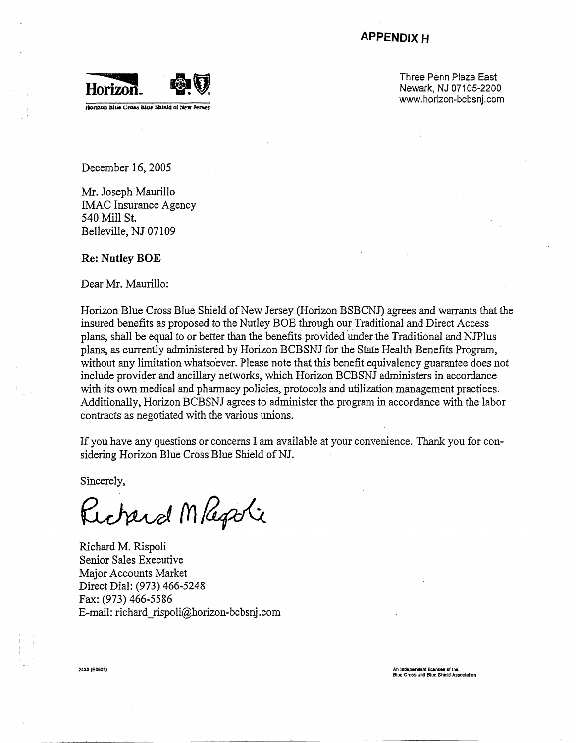## APPENDIX H

Horizon Blue Cross Blue Shield of New Jersey

Three Penn Plaza East
Newark, NJ 07105-2200
www.horizon-bcbsnj.com

December 16, 2005

Mr. Joseph Maurillo
IMAC Insurance Agency
540 Mill St.
Belleville, NJ 07109

**Re: Nutley BOE**

Dear Mr. Maurillo:

Horizon Blue Cross Blue Shield of New Jersey (Horizon BSBCNJ) agrees and warrants that the insured benefits as proposed to the Nutley BOE through our Traditional and Direct Access plans, shall be equal to or better than the benefits provided under the Traditional and NJPlus plans, as currently administered by Horizon BCBSNJ for the State Health Benefits Program, without any limitation whatsoever. Please note that this benefit equivalency guarantee does not include provider and ancillary networks, which Horizon BCBSNJ administers in accordance with its own medical and pharmacy policies, protocols and utilization management practices. Additionally, Horizon BCBSNJ agrees to administer the program in accordance with the labor contracts as negotiated with the various unions.

If you have any questions or concerns I am available at your convenience. Thank you for considering Horizon Blue Cross Blue Shield of NJ.

Sincerely,

Richard M. Rispoli
Senior Sales Executive
Major Accounts Market
Direct Dial: (973) 466-5248
Fax: (973) 466-5586
E-mail: richard_rispoli@horizon-bcbsnj.com

2430 (E0601)

An independent licensee of the Blue Cross and Blue Shield Association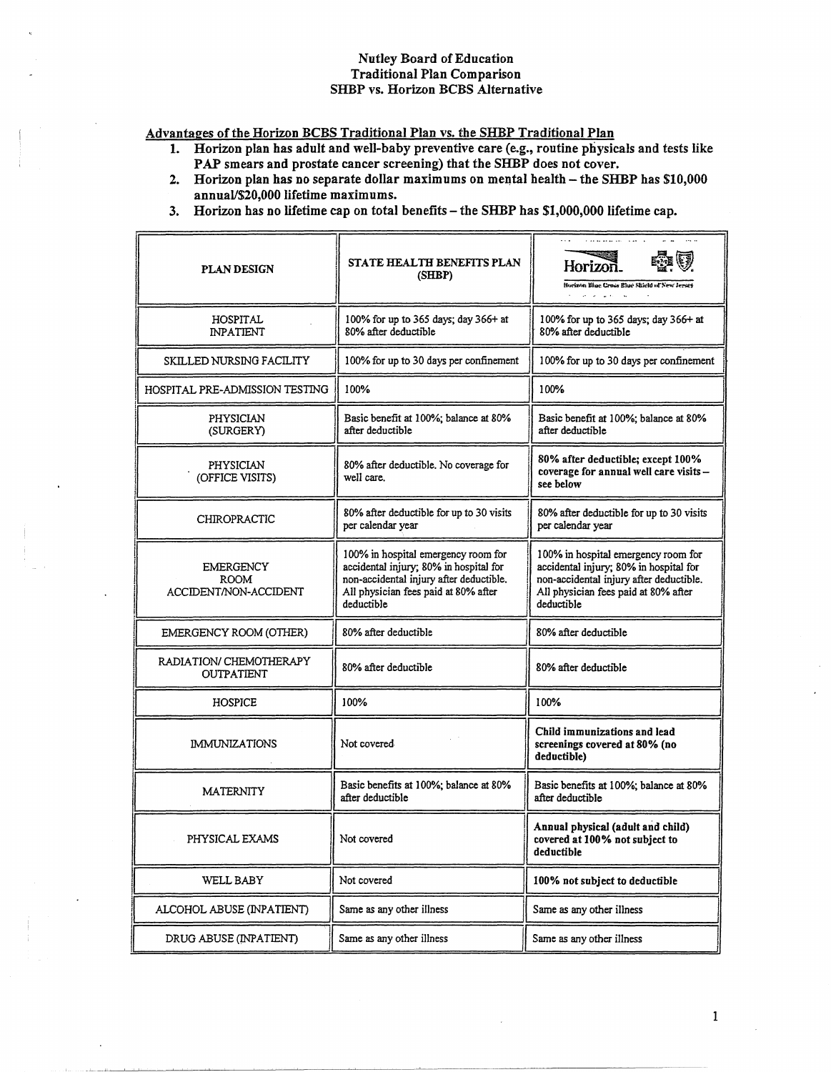# Nutley Board of Education
## Traditional Plan Comparison
## SHBP vs. Horizon BCBS Alternative

**Advantages of the Horizon BCBS Traditional Plan vs. the SHBP Traditional Plan**

1. **Horizon plan has adult and well-baby preventive care (e.g., routine physicals and tests like PAP smears and prostate cancer screening) that the SHBP does not cover.**
2. **Horizon plan has no separate dollar maximums on mental health – the SHBP has $10,000 annual/$20,000 lifetime maximums.**
3. **Horizon has no lifetime cap on total benefits – the SHBP has $1,000,000 lifetime cap.**

| PLAN DESIGN | STATE HEALTH BENEFITS PLAN (SHBP) | Horizon. Horizon Blue Cross Blue Shield of New Jersey |
|---|---|---|
| HOSPITAL INPATIENT | 100% for up to 365 days; day 366+ at 80% after deductible | 100% for up to 365 days; day 366+ at 80% after deductible |
| SKILLED NURSING FACILITY | 100% for up to 30 days per confinement | 100% for up to 30 days per confinement |
| HOSPITAL PRE-ADMISSION TESTING | 100% | 100% |
| PHYSICIAN (SURGERY) | Basic benefit at 100%; balance at 80% after deductible | Basic benefit at 100%; balance at 80% after deductible |
| PHYSICIAN (OFFICE VISITS) | 80% after deductible. No coverage for well care. | **80% after deductible; except 100% coverage for annual well care visits – see below** |
| CHIROPRACTIC | 80% after deductible for up to 30 visits per calendar year | 80% after deductible for up to 30 visits per calendar year |
| EMERGENCY ROOM ACCIDENT/NON-ACCIDENT | 100% in hospital emergency room for accidental injury; 80% in hospital for non-accidental injury after deductible. All physician fees paid at 80% after deductible | 100% in hospital emergency room for accidental injury; 80% in hospital for non-accidental injury after deductible. All physician fees paid at 80% after deductible |
| EMERGENCY ROOM (OTHER) | 80% after deductible | 80% after deductible |
| RADIATION/ CHEMOTHERAPY OUTPATIENT | 80% after deductible | 80% after deductible |
| HOSPICE | 100% | 100% |
| IMMUNIZATIONS | Not covered | **Child immunizations and lead screenings covered at 80% (no deductible)** |
| MATERNITY | Basic benefits at 100%; balance at 80% after deductible | Basic benefits at 100%; balance at 80% after deductible |
| PHYSICAL EXAMS | Not covered | **Annual physical (adult and child) covered at 100% not subject to deductible** |
| WELL BABY | Not covered | **100% not subject to deductible** |
| ALCOHOL ABUSE (INPATIENT) | Same as any other illness | Same as any other illness |
| DRUG ABUSE (INPATIENT) | Same as any other illness | Same as any other illness |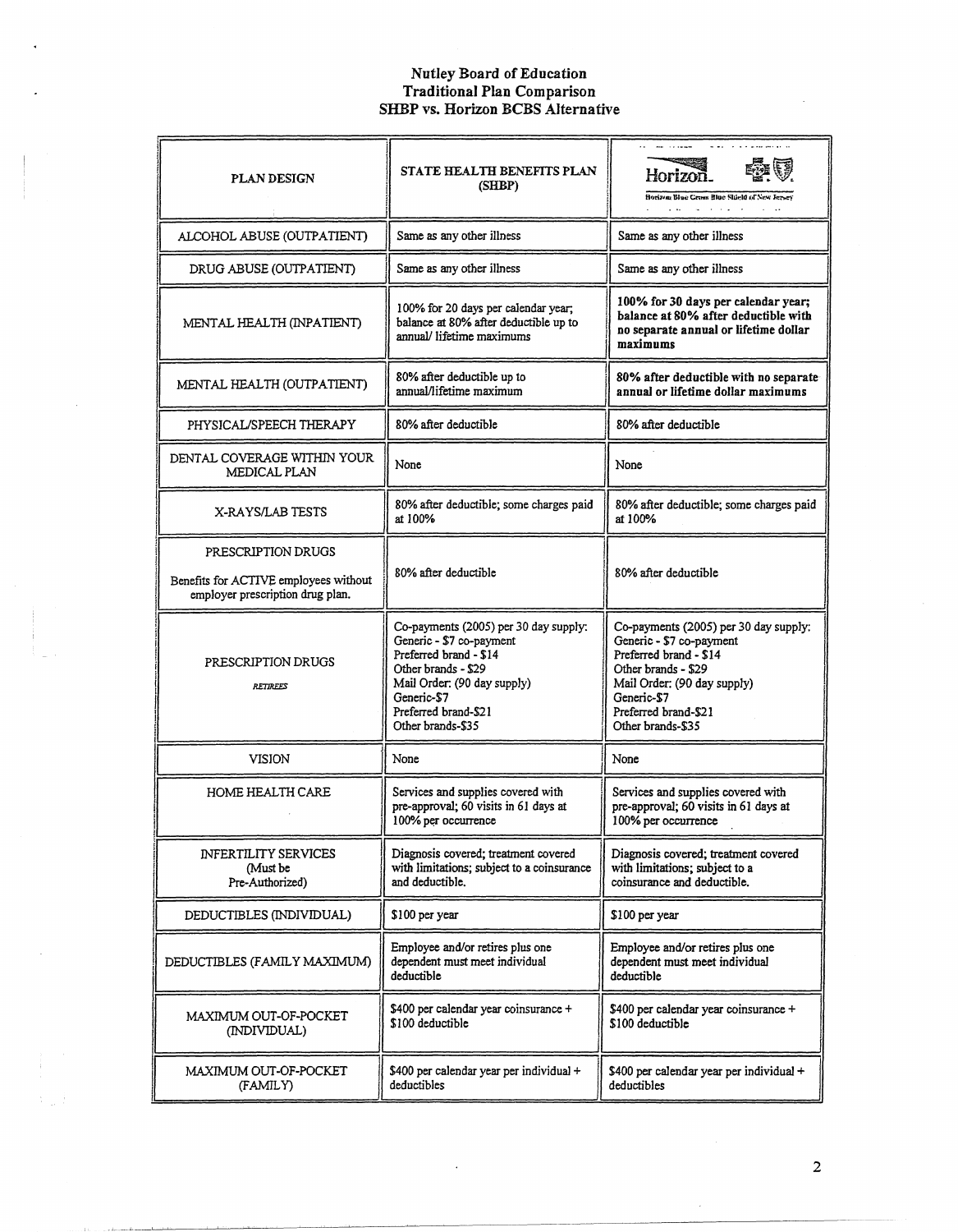**Nutley Board of Education**
**Traditional Plan Comparison**
**SHBP vs. Horizon BCBS Alternative**

| PLAN DESIGN | STATE HEALTH BENEFITS PLAN (SHBP) | Horizon. Horizon Blue Cross Blue Shield of New Jersey |
|---|---|---|
| ALCOHOL ABUSE (OUTPATIENT) | Same as any other illness | Same as any other illness |
| DRUG ABUSE (OUTPATIENT) | Same as any other illness | Same as any other illness |
| MENTAL HEALTH (INPATIENT) | 100% for 20 days per calendar year; balance at 80% after deductible up to annual/ lifetime maximums | **100% for 30 days per calendar year; balance at 80% after deductible with no separate annual or lifetime dollar maximums** |
| MENTAL HEALTH (OUTPATIENT) | 80% after deductible up to annual/lifetime maximum | **80% after deductible with no separate annual or lifetime dollar maximums** |
| PHYSICAL/SPEECH THERAPY | 80% after deductible | 80% after deductible |
| DENTAL COVERAGE WITHIN YOUR MEDICAL PLAN | None | None |
| X-RAYS/LAB TESTS | 80% after deductible; some charges paid at 100% | 80% after deductible; some charges paid at 100% |
| PRESCRIPTION DRUGS<br><br>Benefits for ACTIVE employees without employer prescription drug plan. | 80% after deductible | 80% after deductible |
| PRESCRIPTION DRUGS<br><br>*RETIREES* | Co-payments (2005) per 30 day supply:<br>Generic - $7 co-payment<br>Preferred brand - $14<br>Other brands - $29<br>Mail Order: (90 day supply)<br>Generic-$7<br>Preferred brand-$21<br>Other brands-$35 | Co-payments (2005) per 30 day supply:<br>Generic - $7 co-payment<br>Preferred brand - $14<br>Other brands - $29<br>Mail Order: (90 day supply)<br>Generic-$7<br>Preferred brand-$21<br>Other brands-$35 |
| VISION | None | None |
| HOME HEALTH CARE | Services and supplies covered with pre-approval; 60 visits in 61 days at 100% per occurrence | Services and supplies covered with pre-approval; 60 visits in 61 days at 100% per occurrence |
| INFERTILITY SERVICES<br>(Must be Pre-Authorized) | Diagnosis covered; treatment covered with limitations; subject to a coinsurance and deductible. | Diagnosis covered; treatment covered with limitations; subject to a coinsurance and deductible. |
| DEDUCTIBLES (INDIVIDUAL) | $100 per year | $100 per year |
| DEDUCTIBLES (FAMILY MAXIMUM) | Employee and/or retires plus one dependent must meet individual deductible | Employee and/or retires plus one dependent must meet individual deductible |
| MAXIMUM OUT-OF-POCKET (INDIVIDUAL) | $400 per calendar year coinsurance + $100 deductible | $400 per calendar year coinsurance + $100 deductible |
| MAXIMUM OUT-OF-POCKET (FAMILY) | $400 per calendar year per individual + deductibles | $400 per calendar year per individual + deductibles |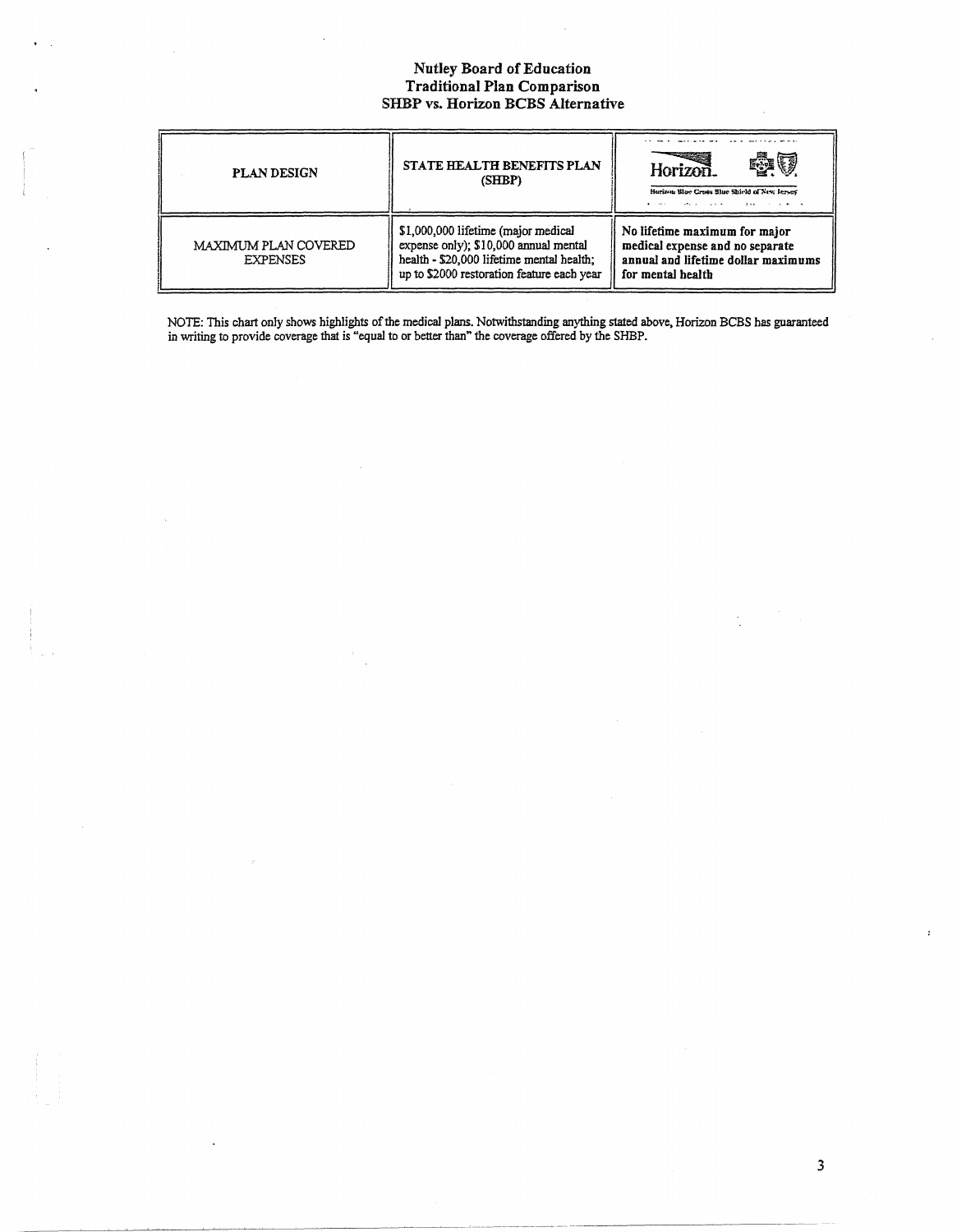# Nutley Board of Education
## Traditional Plan Comparison
## SHBP vs. Horizon BCBS Alternative

| PLAN DESIGN | STATE HEALTH BENEFITS PLAN (SHBP) | Horizon. Horizon Blue Cross Blue Shield of New Jersey |
|---|---|---|
| MAXIMUM PLAN COVERED EXPENSES | $1,000,000 lifetime (major medical expense only); $10,000 annual mental health - $20,000 lifetime mental health; up to $2000 restoration feature each year | **No lifetime maximum for major medical expense and no separate annual and lifetime dollar maximums for mental health** |

NOTE: This chart only shows highlights of the medical plans. Notwithstanding anything stated above, Horizon BCBS has guaranteed in writing to provide coverage that is "equal to or better than" the coverage offered by the SHBP.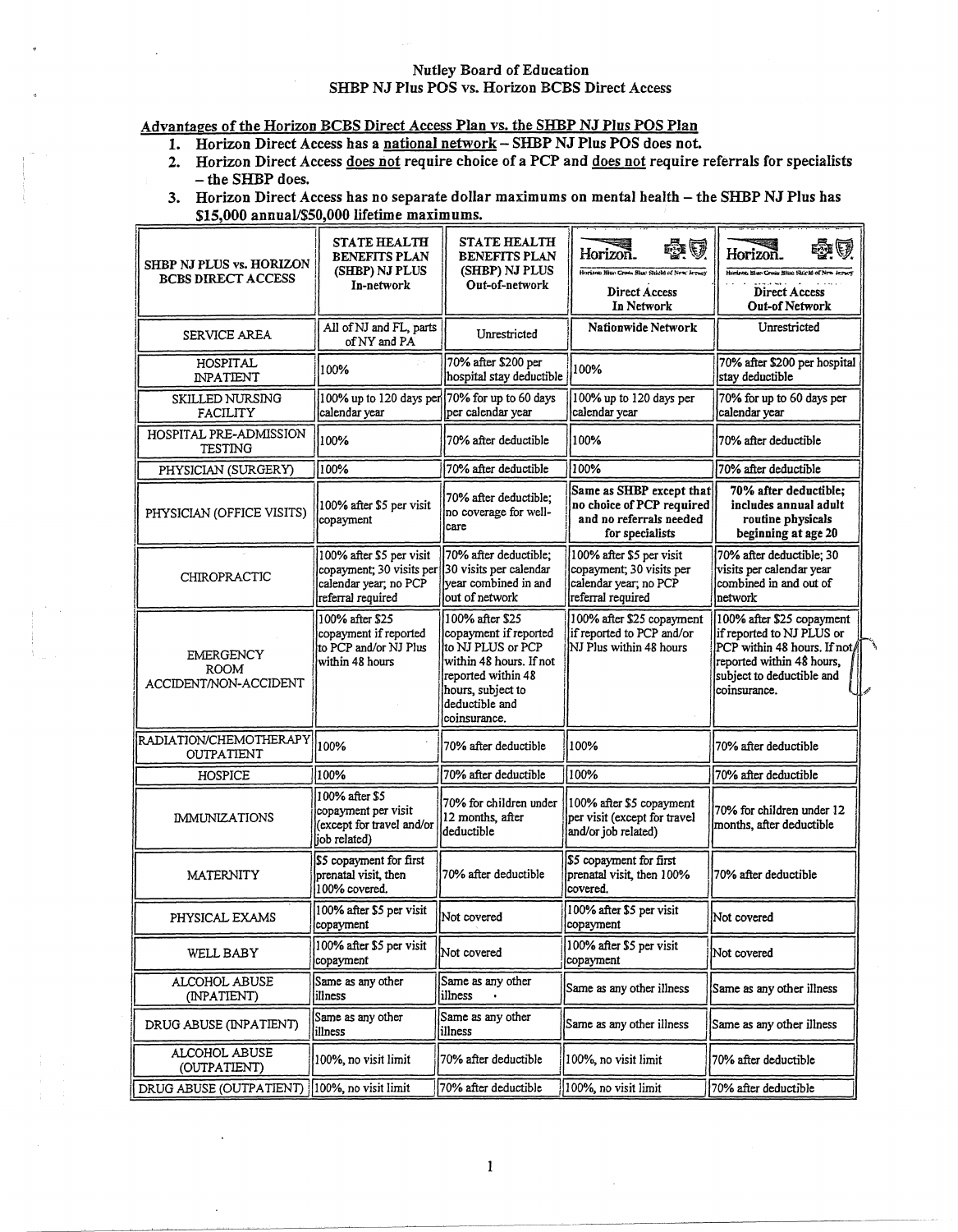Nutley Board of Education
SHBP NJ Plus POS vs. Horizon BCBS Direct Access

## Advantages of the Horizon BCBS Direct Access Plan vs. the SHBP NJ Plus POS Plan

1. **Horizon Direct Access has a national network – SHBP NJ Plus POS does not.**
2. **Horizon Direct Access does not require choice of a PCP and does not require referrals for specialists – the SHBP does.**
3. **Horizon Direct Access has no separate dollar maximums on mental health – the SHBP NJ Plus has $15,000 annual/$50,000 lifetime maximums.**

| SHBP NJ PLUS vs. HORIZON BCBS DIRECT ACCESS | STATE HEALTH BENEFITS PLAN (SHBP) NJ PLUS In-network | STATE HEALTH BENEFITS PLAN (SHBP) NJ PLUS Out-of-network | Horizon. Horizon Blue Cross Blue Shield of New Jersey Direct Access In Network | Horizon. Horizon Blue Cross Blue Shield of New Jersey Direct Access Out-of Network |
|---|---|---|---|---|
| SERVICE AREA | All of NJ and FL, parts of NY and PA | Unrestricted | **Nationwide Network** | Unrestricted |
| HOSPITAL INPATIENT | 100% | 70% after $200 per hospital stay deductible | 100% | 70% after $200 per hospital stay deductible |
| SKILLED NURSING FACILITY | 100% up to 120 days per calendar year | 70% for up to 60 days per calendar year | 100% up to 120 days per calendar year | 70% for up to 60 days per calendar year |
| HOSPITAL PRE-ADMISSION TESTING | 100% | 70% after deductible | 100% | 70% after deductible |
| PHYSICIAN (SURGERY) | 100% | 70% after deductible | 100% | 70% after deductible |
| PHYSICIAN (OFFICE VISITS) | 100% after $5 per visit copayment | 70% after deductible; no coverage for well-care | **Same as SHBP except that no choice of PCP required and no referrals needed for specialists** | **70% after deductible; includes annual adult routine physicals beginning at age 20** |
| CHIROPRACTIC | 100% after $5 per visit copayment; 30 visits per calendar year; no PCP referral required | 70% after deductible; 30 visits per calendar year combined in and out of network | 100% after $5 per visit copayment; 30 visits per calendar year; no PCP referral required | 70% after deductible; 30 visits per calendar year combined in and out of network |
| EMERGENCY ROOM ACCIDENT/NON-ACCIDENT | 100% after $25 copayment if reported to PCP and/or NJ Plus within 48 hours | 100% after $25 copayment if reported to NJ PLUS or PCP within 48 hours. If not reported within 48 hours, subject to deductible and coinsurance. | 100% after $25 copayment if reported to PCP and/or NJ Plus within 48 hours | 100% after $25 copayment if reported to NJ PLUS or PCP within 48 hours. If not reported within 48 hours, subject to deductible and coinsurance. |
| RADIATION/CHEMOTHERAPY OUTPATIENT | 100% | 70% after deductible | 100% | 70% after deductible |
| HOSPICE | 100% | 70% after deductible | 100% | 70% after deductible |
| IMMUNIZATIONS | 100% after $5 copayment per visit (except for travel and/or job related) | 70% for children under 12 months, after deductible | 100% after $5 copayment per visit (except for travel and/or job related) | 70% for children under 12 months, after deductible |
| MATERNITY | $5 copayment for first prenatal visit, then 100% covered. | 70% after deductible | $5 copayment for first prenatal visit, then 100% covered. | 70% after deductible |
| PHYSICAL EXAMS | 100% after $5 per visit copayment | Not covered | 100% after $5 per visit copayment | Not covered |
| WELL BABY | 100% after $5 per visit copayment | Not covered | 100% after $5 per visit copayment | Not covered |
| ALCOHOL ABUSE (INPATIENT) | Same as any other illness | Same as any other illness | Same as any other illness | Same as any other illness |
| DRUG ABUSE (INPATIENT) | Same as any other illness | Same as any other illness | Same as any other illness | Same as any other illness |
| ALCOHOL ABUSE (OUTPATIENT) | 100%, no visit limit | 70% after deductible | 100%, no visit limit | 70% after deductible |
| DRUG ABUSE (OUTPATIENT) | 100%, no visit limit | 70% after deductible | 100%, no visit limit | 70% after deductible |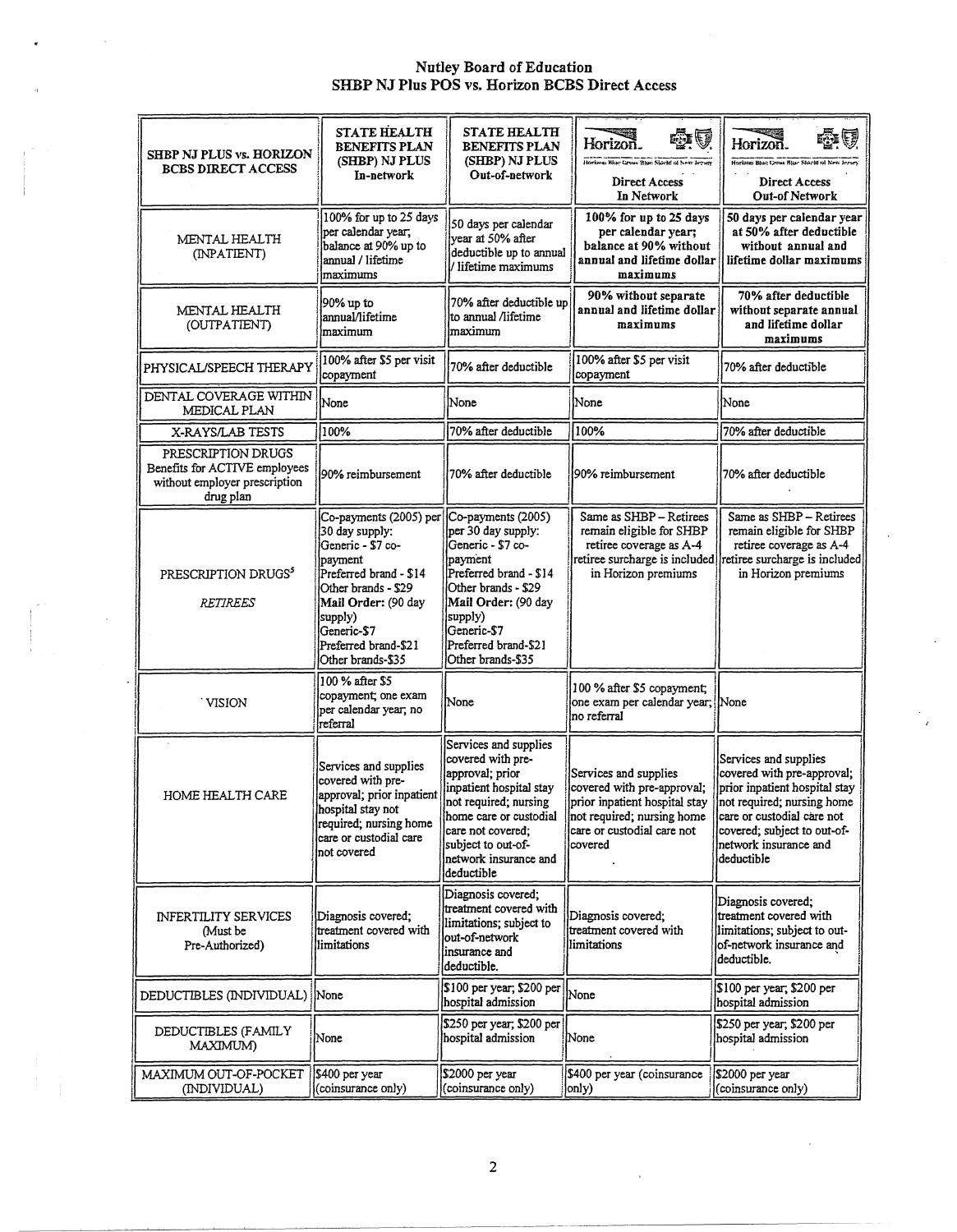# Nutley Board of Education
## SHBP NJ Plus POS vs. Horizon BCBS Direct Access

| SHBP NJ PLUS vs. HORIZON BCBS DIRECT ACCESS | STATE HEALTH BENEFITS PLAN (SHBP) NJ PLUS In-network | STATE HEALTH BENEFITS PLAN (SHBP) NJ PLUS Out-of-network | Horizon. Horizon Blue Cross Blue Shield of New Jersey **Direct Access In Network** | Horizon. Horizon Blue Cross Blue Shield of New Jersey **Direct Access Out-of Network** |
|---|---|---|---|---|
| MENTAL HEALTH (INPATIENT) | 100% for up to 25 days per calendar year; balance at 90% up to annual / lifetime maximums | 50 days per calendar year at 50% after deductible up to annual / lifetime maximums | **100% for up to 25 days per calendar year; balance at 90% without annual and lifetime dollar maximums** | **50 days per calendar year at 50% after deductible without annual and lifetime dollar maximums** |
| MENTAL HEALTH (OUTPATIENT) | 90% up to annual/lifetime maximum | 70% after deductible up to annual /lifetime maximum | **90% without separate annual and lifetime dollar maximums** | **70% after deductible without separate annual and lifetime dollar maximums** |
| PHYSICAL/SPEECH THERAPY | 100% after $5 per visit copayment | 70% after deductible | 100% after $5 per visit copayment | 70% after deductible |
| DENTAL COVERAGE WITHIN MEDICAL PLAN | None | None | None | None |
| X-RAYS/LAB TESTS | 100% | 70% after deductible | 100% | 70% after deductible |
| PRESCRIPTION DRUGS Benefits for ACTIVE employees without employer prescription drug plan | 90% reimbursement | 70% after deductible | 90% reimbursement | 70% after deductible |
| PRESCRIPTION DRUGS[5] *RETIREES* | Co-payments (2005) per 30 day supply: Generic - $7 co-payment Preferred brand - $14 Other brands - $29 **Mail Order:** (90 day supply) Generic-$7 Preferred brand-$21 Other brands-$35 | Co-payments (2005) per 30 day supply: Generic - $7 co-payment Preferred brand - $14 Other brands - $29 **Mail Order:** (90 day supply) Generic-$7 Preferred brand-$21 Other brands-$35 | Same as SHBP – Retirees remain eligible for SHBP retiree coverage as A-4 retiree surcharge is included in Horizon premiums | Same as SHBP – Retirees remain eligible for SHBP retiree coverage as A-4 retiree surcharge is included in Horizon premiums |
| VISION | 100 % after $5 copayment; one exam per calendar year; no referral | None | 100 % after $5 copayment; one exam per calendar year; no referral | None |
| HOME HEALTH CARE | Services and supplies covered with pre-approval; prior inpatient hospital stay not required; nursing home care or custodial care not covered | Services and supplies covered with pre-approval; prior inpatient hospital stay not required; nursing home care or custodial care not covered; subject to out-of-network insurance and deductible | Services and supplies covered with pre-approval; prior inpatient hospital stay not required; nursing home care or custodial care not covered | Services and supplies covered with pre-approval; prior inpatient hospital stay not required; nursing home care or custodial care not covered; subject to out-of-network insurance and deductible |
| INFERTILITY SERVICES (Must be Pre-Authorized) | Diagnosis covered; treatment covered with limitations | Diagnosis covered; treatment covered with limitations; subject to out-of-network insurance and deductible. | Diagnosis covered; treatment covered with limitations | Diagnosis covered; treatment covered with limitations; subject to out-of-network insurance and deductible. |
| DEDUCTIBLES (INDIVIDUAL) | None | $100 per year; $200 per hospital admission | None | $100 per year; $200 per hospital admission |
| DEDUCTIBLES (FAMILY MAXIMUM) | None | $250 per year; $200 per hospital admission | None | $250 per year; $200 per hospital admission |
| MAXIMUM OUT-OF-POCKET (INDIVIDUAL) | $400 per year (coinsurance only) | $2000 per year (coinsurance only) | $400 per year (coinsurance only) | $2000 per year (coinsurance only) |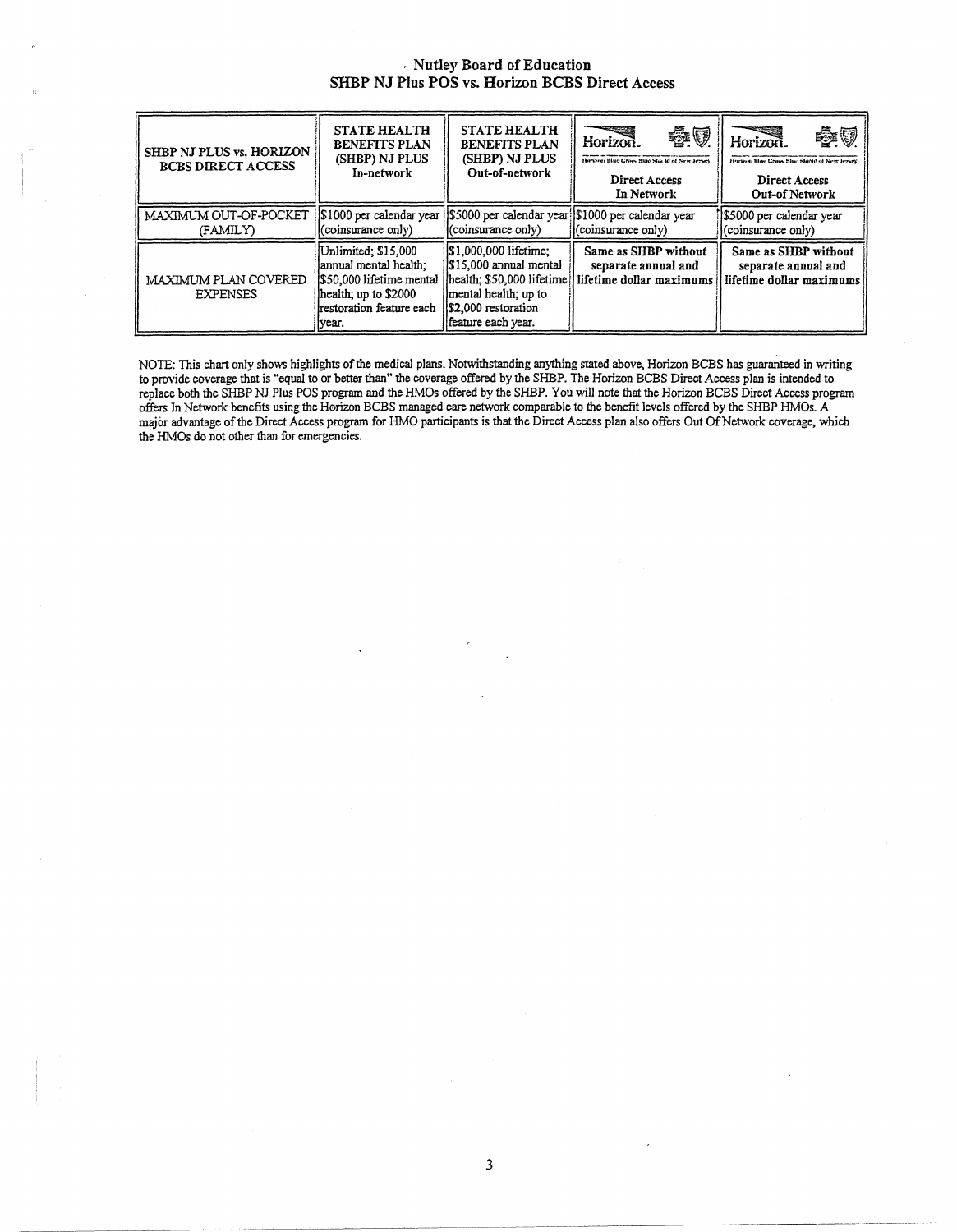# Nutley Board of Education
## SHBP NJ Plus POS vs. Horizon BCBS Direct Access

| SHBP NJ PLUS vs. HORIZON BCBS DIRECT ACCESS | STATE HEALTH BENEFITS PLAN (SHBP) NJ PLUS In-network | STATE HEALTH BENEFITS PLAN (SHBP) NJ PLUS Out-of-network | Horizon Blue Cross Blue Shield of New Jersey Direct Access In Network | Horizon Blue Cross Blue Shield of New Jersey Direct Access Out-of Network |
|---|---|---|---|---|
| MAXIMUM OUT-OF-POCKET (FAMILY) | $1000 per calendar year (coinsurance only) | $5000 per calendar year (coinsurance only) | $1000 per calendar year (coinsurance only) | $5000 per calendar year (coinsurance only) |
| MAXIMUM PLAN COVERED EXPENSES | Unlimited; $15,000 annual mental health; $50,000 lifetime mental health; up to $2000 restoration feature each year. | $1,000,000 lifetime; $15,000 annual mental health; $50,000 lifetime mental health; up to $2,000 restoration feature each year. | **Same as SHBP without separate annual and lifetime dollar maximums** | **Same as SHBP without separate annual and lifetime dollar maximums** |

NOTE: This chart only shows highlights of the medical plans. Notwithstanding anything stated above, Horizon BCBS has guaranteed in writing to provide coverage that is "equal to or better than" the coverage offered by the SHBP. The Horizon BCBS Direct Access plan is intended to replace both the SHBP NJ Plus POS program and the HMOs offered by the SHBP. You will note that the Horizon BCBS Direct Access program offers In Network benefits using the Horizon BCBS managed care network comparable to the benefit levels offered by the SHBP HMOs. A major advantage of the Direct Access program for HMO participants is that the Direct Access plan also offers Out Of Network coverage, which the HMOs do not other than for emergencies.